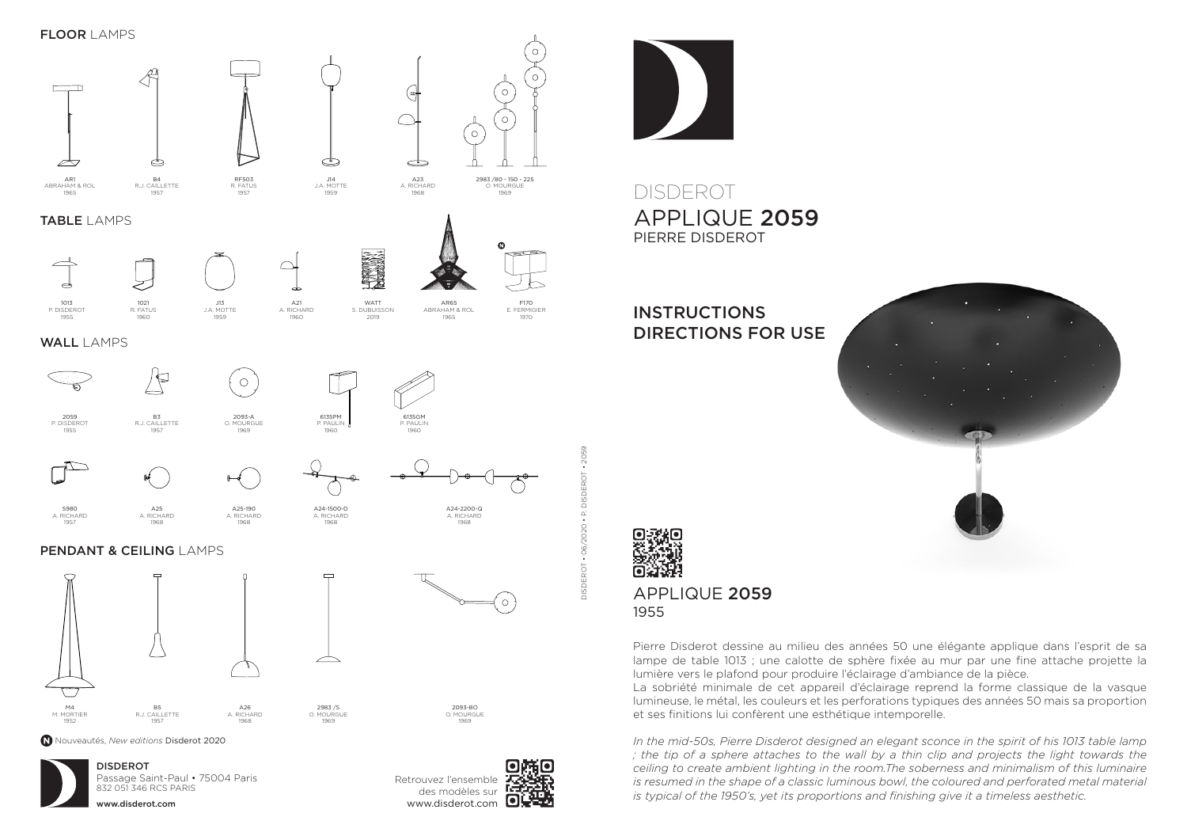## FLOOR LAMPS

AR1
ABRAHAM & ROL
1965

B4
R.J. CAILLETTE
1957

RF503
R. FATUS
1957

J14
J.A. MOTTE
1959

A23
A. RICHARD
1968

2983 /80 - 150 - 225
O. MOURGUE
1969

## TABLE LAMPS

1013
P. DISDEROT
1955

1021
R. FATUS
1960

J13
J.A. MOTTE
1959

A21
A. RICHARD
1960

WATT
S. DUBUISSON
2019

AR65
ABRAHAM & ROL
1965

F170
E. FERMIGIER
1970

## WALL LAMPS

2059
P. DISDEROT
1955

B3
R.J. CAILLETTE
1957

2093-A
O. MOURGUE
1969

6135PM
P. PAULIN
1960

6135GM
P. PAULIN
1960

5980
A. RICHARD
1957

A25
A. RICHARD
1968

A25-190
A. RICHARD
1968

A24-1500-D
A. RICHARD
1968

A24-2200-Q
A. RICHARD
1968

## PENDANT & CEILING LAMPS

M4
M. MORTIER
1952

B5
R.J. CAILLETTE
1957

A26
A. RICHARD
1968

2983 /S
O. MOURGUE
1969

2093-BO
O. MOURGUE
1969

N Nouveautés, *New editions* Disderot 2020

**DISDEROT**
Passage Saint-Paul • 75004 Paris
832 051 346 RCS PARIS
www.disderot.com

Retrouvez l'ensemble des modèles sur www.disderot.com

DISDEROT • 06/2020 • P. DISDEROT • 2059

# DISDEROT
# APPLIQUE 2059
## PIERRE DISDEROT

## INSTRUCTIONS
## DIRECTIONS FOR USE

## APPLIQUE 2059
1955

Pierre Disderot dessine au milieu des années 50 une élégante applique dans l'esprit de sa lampe de table 1013 ; une calotte de sphère fixée au mur par une fine attache projette la lumière vers le plafond pour produire l'éclairage d'ambiance de la pièce.
La sobriété minimale de cet appareil d'éclairage reprend la forme classique de la vasque lumineuse, le métal, les couleurs et les perforations typiques des années 50 mais sa proportion et ses finitions lui confèrent une esthétique intemporelle.

*In the mid-50s, Pierre Disderot designed an elegant sconce in the spirit of his 1013 table lamp ; the tip of a sphere attaches to the wall by a thin clip and projects the light towards the ceiling to create ambient lighting in the room.The soberness and minimalism of this luminaire is resumed in the shape of a classic luminous bowl, the coloured and perforated metal material is typical of the 1950's, yet its proportions and finishing give it a timeless aesthetic.*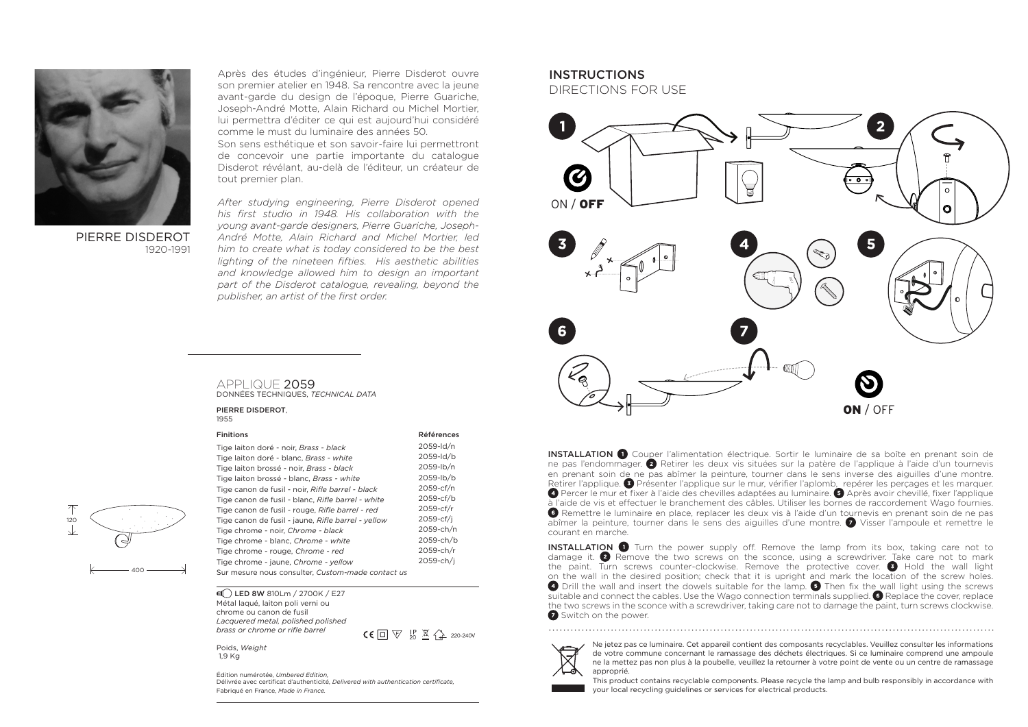PIERRE DISDEROT
1920-1991

Après des études d'ingénieur, Pierre Disderot ouvre son premier atelier en 1948. Sa rencontre avec la jeune avant-garde du design de l'époque, Pierre Guariche, Joseph-André Motte, Alain Richard ou Michel Mortier, lui permettra d'éditer ce qui est aujourd'hui considéré comme le must du luminaire des années 50.
Son sens esthétique et son savoir-faire lui permettront de concevoir une partie importante du catalogue Disderot révélant, au-delà de l'éditeur, un créateur de tout premier plan.

*After studying engineering, Pierre Disderot opened his first studio in 1948. His collaboration with the young avant-garde designers, Pierre Guariche, Joseph-André Motte, Alain Richard and Michel Mortier, led him to create what is today considered to be the best lighting of the nineteen fifties. His aesthetic abilities and knowledge allowed him to design an important part of the Disderot catalogue, revealing, beyond the publisher, an artist of the first order.*

## APPLIQUE 2059

DONNÉES TECHNIQUES, *TECHNICAL DATA*

**PIERRE DISDEROT**,
1955

120
400

| Finitions | Références |
|---|---|
| Tige laiton doré - noir, *Brass - black* | 2059-ld/n |
| Tige laiton doré - blanc, *Brass - white* | 2059-ld/b |
| Tige laiton brossé - noir, *Brass - black* | 2059-lb/n |
| Tige laiton brossé - blanc, *Brass - white* | 2059-lb/b |
| Tige canon de fusil - noir, *Rifle barrel - black* | 2059-cf/n |
| Tige canon de fusil - blanc, *Rifle barrel - white* | 2059-cf/b |
| Tige canon de fusil - rouge, *Rifle barrel - red* | 2059-cf/r |
| Tige canon de fusil - jaune, *Rifle barrel - yellow* | 2059-cf/j |
| Tige chrome - noir, *Chrome - black* | 2059-ch/n |
| Tige chrome - blanc, *Chrome - white* | 2059-ch/b |
| Tige chrome - rouge, *Chrome - red* | 2059-ch/r |
| Tige chrome - jaune, *Chrome - yellow* | 2059-ch/j |
| Sur mesure nous consulter, *Custom-made contact us* | |

**LED 8W** 810Lm / 2700K / E27
Métal laqué, laiton poli verni ou chrome ou canon de fusil
*Lacquered metal, polished polished brass or chrome or rifle barrel*

IP 20 220-240V

Poids, *Weight*
1,9 Kg

Édition numérotée, *Umbered Edition*,
Délivrée avec certificat d'authenticité, *Delivered with authentication certificate*,
Fabriqué en France, *Made in France*.

## INSTRUCTIONS
DIRECTIONS FOR USE

1 2 3 4 5 6 7

ON / **OFF**

**ON** / OFF

**INSTALLATION** 1 Couper l'alimentation électrique. Sortir le luminaire de sa boîte en prenant soin de ne pas l'endommager. 2 Retirer les deux vis situées sur la patère de l'applique à l'aide d'un tournevis en prenant soin de ne pas abîmer la peinture, tourner dans le sens inverse des aiguilles d'une montre. Retirer l'applique. 3 Présenter l'applique sur le mur, vérifier l'aplomb, repérer les perçages et les marquer. 4 Percer le mur et fixer à l'aide des chevilles adaptées au luminaire. 5 Après avoir chevillé, fixer l'applique à l'aide de vis et effectuer le branchement des câbles. Utiliser les bornes de raccordement Wago fournies. 6 Remettre le luminaire en place, replacer les deux vis à l'aide d'un tournevis en prenant soin de ne pas abîmer la peinture, tourner dans le sens des aiguilles d'une montre. 7 Visser l'ampoule et remettre le courant en marche.

**INSTALLATION** 1 Turn the power supply off. Remove the lamp from its box, taking care not to damage it. 2 Remove the two screws on the sconce, using a screwdriver. Take care not to mark the paint. Turn screws counter-clockwise. Remove the protective cover. 3 Hold the wall light on the wall in the desired position; check that it is upright and mark the location of the screw holes. 4 Drill the wall and insert the dowels suitable for the lamp. 5 Then fix the wall light using the screws suitable and connect the cables. Use the Wago connection terminals supplied. 6 Replace the cover, replace the two screws in the sconce with a screwdriver, taking care not to damage the paint, turn screws clockwise. 7 Switch on the power.

Ne jetez pas ce luminaire. Cet appareil contient des composants recyclables. Veuillez consulter les informations de votre commune concernant le ramassage des déchets électriques. Si ce luminaire comprend une ampoule ne la mettez pas non plus à la poubelle, veuillez la retourner à votre point de vente ou un centre de ramassage approprié.

This product contains recyclable components. Please recycle the lamp and bulb responsibly in accordance with your local recycling guidelines or services for electrical products.